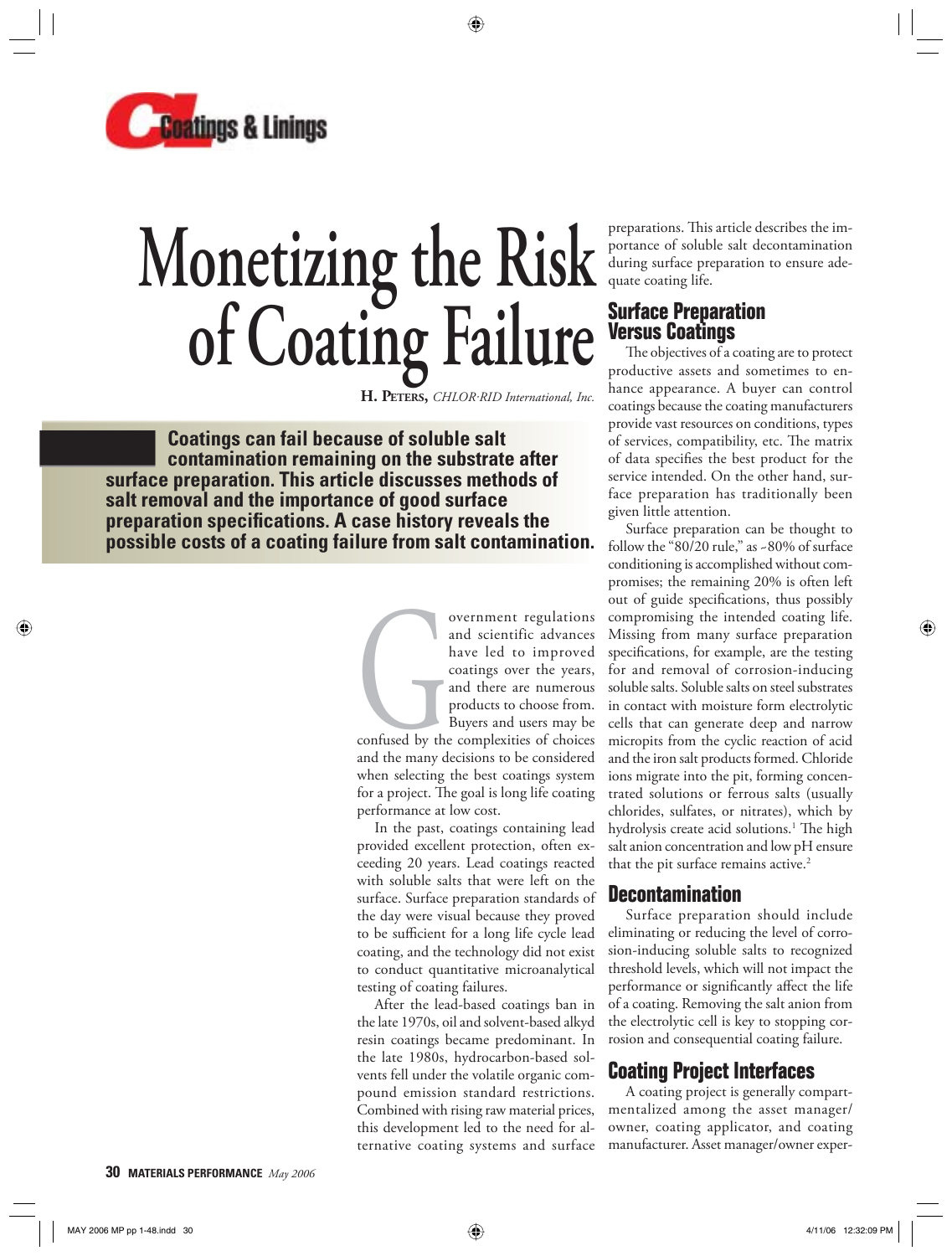# Monetizing the Risk of Coating Failure

**H. Peters,** *CHLOR·RID International, Inc.*

**Coatings can fail because of soluble salt contamination remaining on the substrate after surface preparation. This article discusses methods of salt removal and the importance of good surface preparation specifications. A case history reveals the possible costs of a coating failure from salt contamination.**

Government regulations and scientific advances have led to improved coatings over the years, and there are numerous products to choose from. Buyers and users may be confused by the complexities of choices and the many decisions to be considered when selecting the best coatings system for a project. The goal is long life coating performance at low cost.

In the past, coatings containing lead provided excellent protection, often exceeding 20 years. Lead coatings reacted with soluble salts that were left on the surface. Surface preparation standards of the day were visual because they proved to be sufficient for a long life cycle lead coating, and the technology did not exist to conduct quantitative microanalytical testing of coating failures.

After the lead-based coatings ban in the late 1970s, oil and solvent-based alkyd resin coatings became predominant. In the late 1980s, hydrocarbon-based solvents fell under the volatile organic compound emission standard restrictions. Combined with rising raw material prices, this development led to the need for alternative coating systems and surface preparations. This article describes the importance of soluble salt decontamination during surface preparation to ensure adequate coating life.

## Surface Preparation Versus Coatings

The objectives of a coating are to protect productive assets and sometimes to enhance appearance. A buyer can control coatings because the coating manufacturers provide vast resources on conditions, types of services, compatibility, etc. The matrix of data specifies the best product for the service intended. On the other hand, surface preparation has traditionally been given little attention.

Surface preparation can be thought to follow the "80/20 rule," as ~80% of surface conditioning is accomplished without compromises; the remaining 20% is often left out of guide specifications, thus possibly compromising the intended coating life. Missing from many surface preparation specifications, for example, are the testing for and removal of corrosion-inducing soluble salts. Soluble salts on steel substrates in contact with moisture form electrolytic cells that can generate deep and narrow micropits from the cyclic reaction of acid and the iron salt products formed. Chloride ions migrate into the pit, forming concentrated solutions or ferrous salts (usually chlorides, sulfates, or nitrates), which by hydrolysis create acid solutions.[1] The high salt anion concentration and low pH ensure that the pit surface remains active.[2]

## Decontamination

Surface preparation should include eliminating or reducing the level of corrosion-inducing soluble salts to recognized threshold levels, which will not impact the performance or significantly affect the life of a coating. Removing the salt anion from the electrolytic cell is key to stopping corrosion and consequential coating failure.

## Coating Project Interfaces

A coating project is generally compartmentalized among the asset manager/owner, coating applicator, and coating manufacturer. Asset manager/owner exper-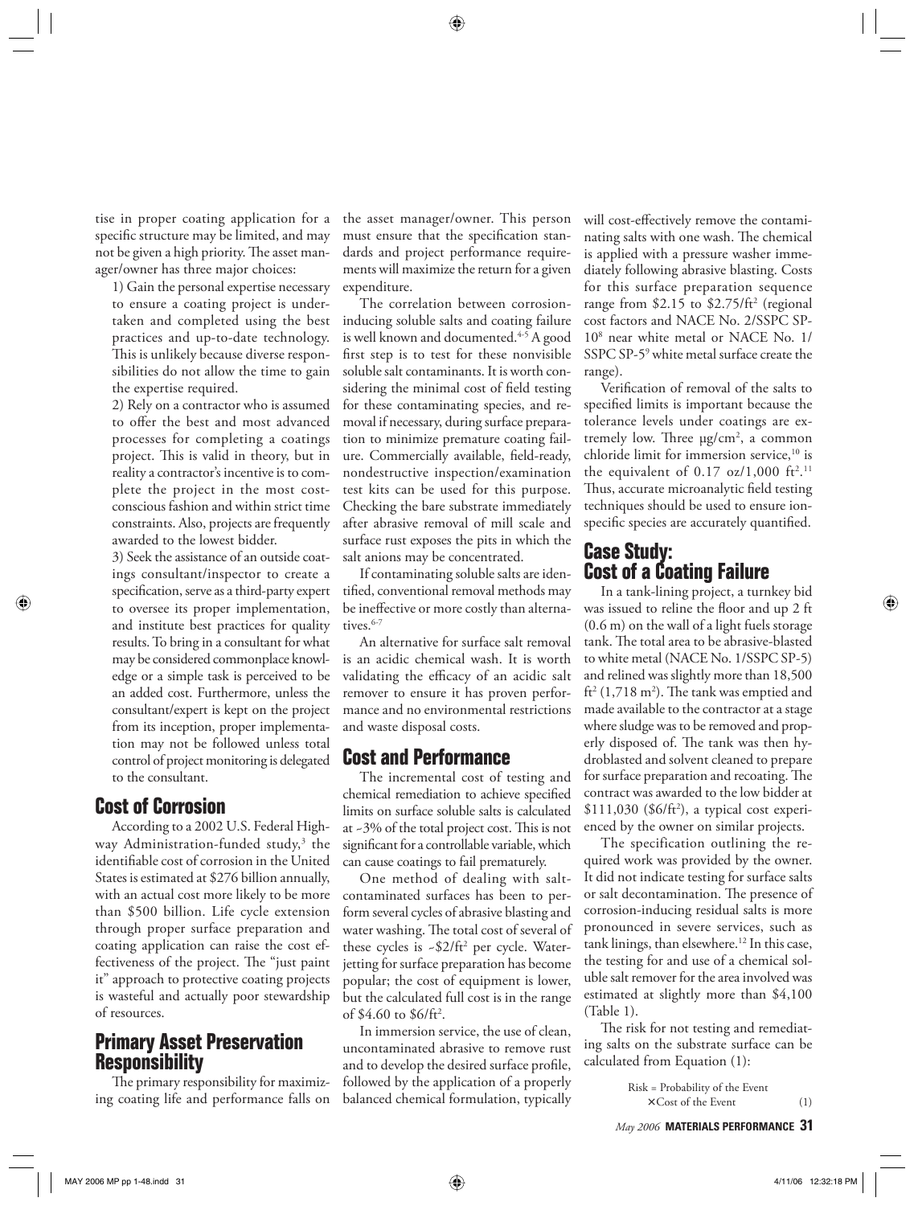tise in proper coating application for a specific structure may be limited, and may not be given a high priority. The asset manager/owner has three major choices:

1) Gain the personal expertise necessary to ensure a coating project is undertaken and completed using the best practices and up-to-date technology. This is unlikely because diverse responsibilities do not allow the time to gain the expertise required.

2) Rely on a contractor who is assumed to offer the best and most advanced processes for completing a coatings project. This is valid in theory, but in reality a contractor's incentive is to complete the project in the most cost-conscious fashion and within strict time constraints. Also, projects are frequently awarded to the lowest bidder.

3) Seek the assistance of an outside coatings consultant/inspector to create a specification, serve as a third-party expert to oversee its proper implementation, and institute best practices for quality results. To bring in a consultant for what may be considered commonplace knowledge or a simple task is perceived to be an added cost. Furthermore, unless the consultant/expert is kept on the project from its inception, proper implementation may not be followed unless total control of project monitoring is delegated to the consultant.

## Cost of Corrosion

According to a 2002 U.S. Federal Highway Administration-funded study,[3] the identifiable cost of corrosion in the United States is estimated at $276 billion annually, with an actual cost more likely to be more than $500 billion. Life cycle extension through proper surface preparation and coating application can raise the cost effectiveness of the project. The "just paint it" approach to protective coating projects is wasteful and actually poor stewardship of resources.

## Primary Asset Preservation Responsibility

The primary responsibility for maximizing coating life and performance falls on the asset manager/owner. This person must ensure that the specification standards and project performance requirements will maximize the return for a given expenditure.

The correlation between corrosion-inducing soluble salts and coating failure is well known and documented.[4-5] A good first step is to test for these nonvisible soluble salt contaminants. It is worth considering the minimal cost of field testing for these contaminating species, and removal if necessary, during surface preparation to minimize premature coating failure. Commercially available, field-ready, nondestructive inspection/examination test kits can be used for this purpose. Checking the bare substrate immediately after abrasive removal of mill scale and surface rust exposes the pits in which the salt anions may be concentrated.

If contaminating soluble salts are identified, conventional removal methods may be ineffective or more costly than alternatives.[6-7]

An alternative for surface salt removal is an acidic chemical wash. It is worth validating the efficacy of an acidic salt remover to ensure it has proven performance and no environmental restrictions and waste disposal costs.

## Cost and Performance

The incremental cost of testing and chemical remediation to achieve specified limits on surface soluble salts is calculated at ~3% of the total project cost. This is not significant for a controllable variable, which can cause coatings to fail prematurely.

One method of dealing with salt-contaminated surfaces has been to perform several cycles of abrasive blasting and water washing. The total cost of several of these cycles is ~$2/ft$^2$ per cycle. Waterjetting for surface preparation has become popular; the cost of equipment is lower, but the calculated full cost is in the range of $4.60 to $6/ft$^2$.

In immersion service, the use of clean, uncontaminated abrasive to remove rust and to develop the desired surface profile, followed by the application of a properly balanced chemical formulation, typically will cost-effectively remove the contaminating salts with one wash. The chemical is applied with a pressure washer immediately following abrasive blasting. Costs for this surface preparation sequence range from $2.15 to $2.75/ft$^2$ (regional cost factors and NACE No. 2/SSPC SP-10[8] near white metal or NACE No. 1/SSPC SP-5[9] white metal surface create the range).

Verification of removal of the salts to specified limits is important because the tolerance levels under coatings are extremely low. Three μg/cm$^2$, a common chloride limit for immersion service,[10] is the equivalent of 0.17 oz/1,000 ft$^2$.[11] Thus, accurate microanalytic field testing techniques should be used to ensure ion-specific species are accurately quantified.

## Case Study: Cost of a Coating Failure

In a tank-lining project, a turnkey bid was issued to reline the floor and up 2 ft (0.6 m) on the wall of a light fuels storage tank. The total area to be abrasive-blasted to white metal (NACE No. 1/SSPC SP-5) and relined was slightly more than 18,500 ft$^2$ (1,718 m$^2$). The tank was emptied and made available to the contractor at a stage where sludge was to be removed and properly disposed of. The tank was then hydroblasted and solvent cleaned to prepare for surface preparation and recoating. The contract was awarded to the low bidder at $111,030 ($6/ft$^2$), a typical cost experienced by the owner on similar projects.

The specification outlining the required work was provided by the owner. It did not indicate testing for surface salts or salt decontamination. The presence of corrosion-inducing residual salts is more pronounced in severe services, such as tank linings, than elsewhere.[12] In this case, the testing for and use of a chemical soluble salt remover for the area involved was estimated at slightly more than $4,100 (Table 1).

The risk for not testing and remediating salts on the substrate surface can be calculated from Equation (1):

$$\text{Risk} = \text{Probability of the Event} \times \text{Cost of the Event} \tag{1}$$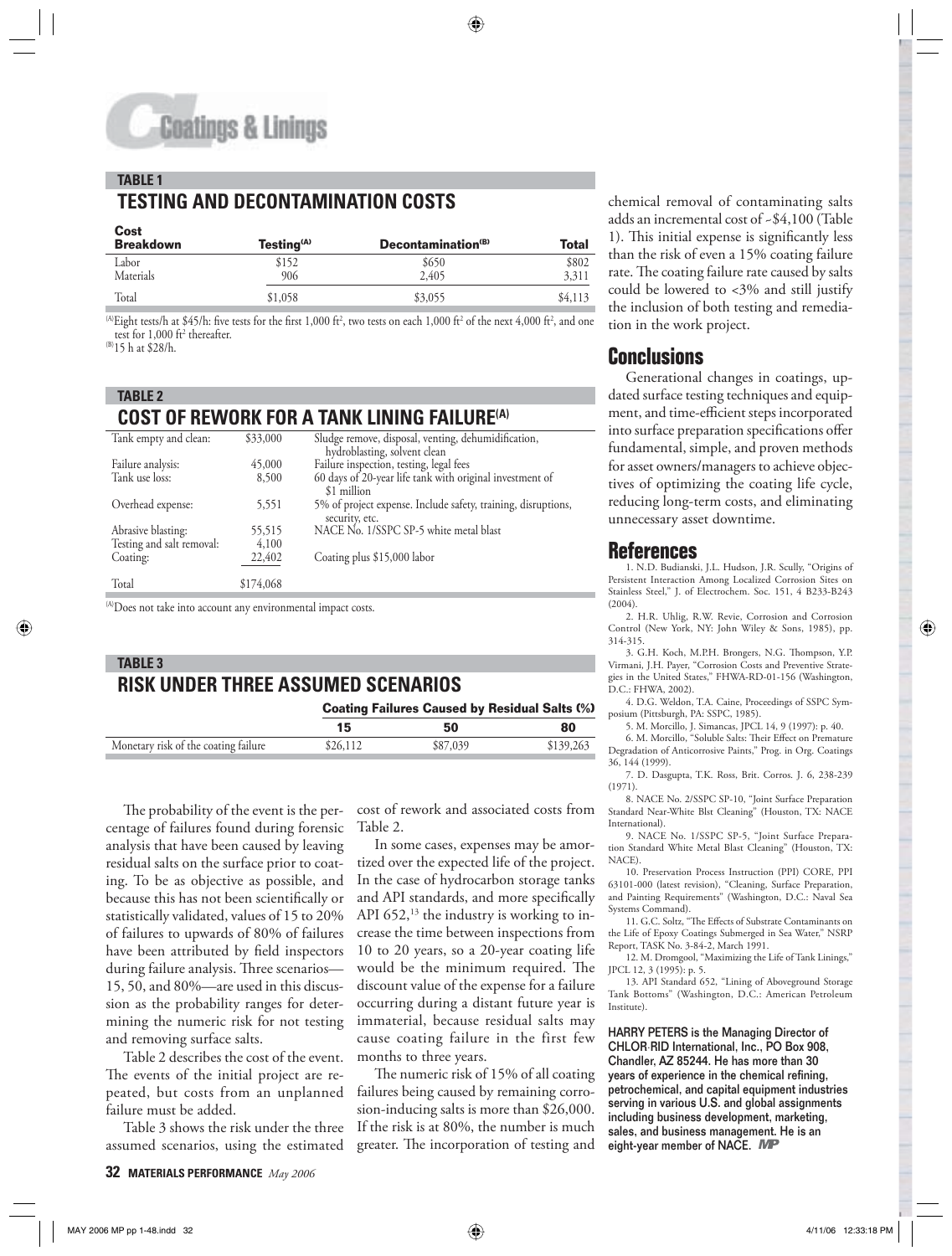### TABLE 1

## TESTING AND DECONTAMINATION COSTS

| Cost Breakdown | Testing[(A)] | Decontamination[(B)] | Total |
|---|---|---|---|
| Labor | $152 | $650 | $802 |
| Materials | 906 | 2,405 | 3,311 |
| Total | $1,058 | $3,055 | $4,113 |

[(A)]Eight tests/h at $45/h: five tests for the first 1,000 ft², two tests on each 1,000 ft² of the next 4,000 ft², and one test for 1,000 ft² thereafter.
[(B)]15 h at $28/h.

### TABLE 2

## COST OF REWORK FOR A TANK LINING FAILURE[(A)]

| | | |
|---|---|---|
| Tank empty and clean: | $33,000 | Sludge remove, disposal, venting, dehumidification, hydroblasting, solvent clean |
| Failure analysis: | 45,000 | Failure inspection, testing, legal fees |
| Tank use loss: | 8,500 | 60 days of 20-year life tank with original investment of $1 million |
| Overhead expense: | 5,551 | 5% of project expense. Include safety, training, disruptions, security, etc. |
| Abrasive blasting: | 55,515 | NACE No. 1/SSPC SP-5 white metal blast |
| Testing and salt removal: | 4,100 | |
| Coating: | 22,402 | Coating plus $15,000 labor |
| Total | $174,068 | |

[(A)]Does not take into account any environmental impact costs.

### TABLE 3

## RISK UNDER THREE ASSUMED SCENARIOS

| | Coating Failures Caused by Residual Salts (%) | | |
|---|---|---|---|
| | 15 | 50 | 80 |
| Monetary risk of the coating failure | $26,112 | $87,039 | $139,263 |

The probability of the event is the percentage of failures found during forensic analysis that have been caused by leaving residual salts on the surface prior to coating. To be as objective as possible, and because this has not been scientifically or statistically validated, values of 15 to 20% of failures to upwards of 80% of failures have been attributed by field inspectors during failure analysis. Three scenarios—15, 50, and 80%—are used in this discussion as the probability ranges for determining the numeric risk for not testing and removing surface salts.

Table 2 describes the cost of the event. The events of the initial project are repeated, but costs from an unplanned failure must be added.

Table 3 shows the risk under the three assumed scenarios, using the estimated cost of rework and associated costs from Table 2.

In some cases, expenses may be amortized over the expected life of the project. In the case of hydrocarbon storage tanks and API standards, and more specifically API 652,[13] the industry is working to increase the time between inspections from 10 to 20 years, so a 20-year coating life would be the minimum required. The discount value of the expense for a failure occurring during a distant future year is immaterial, because residual salts may cause coating failure in the first few months to three years.

The numeric risk of 15% of all coating failures being caused by remaining corrosion-inducing salts is more than $26,000. If the risk is at 80%, the number is much greater. The incorporation of testing and chemical removal of contaminating salts adds an incremental cost of ~$4,100 (Table 1). This initial expense is significantly less than the risk of even a 15% coating failure rate. The coating failure rate caused by salts could be lowered to <3% and still justify the inclusion of both testing and remediation in the work project.

## Conclusions

Generational changes in coatings, updated surface testing techniques and equipment, and time-efficient steps incorporated into surface preparation specifications offer fundamental, simple, and proven methods for asset owners/managers to achieve objectives of optimizing the coating life cycle, reducing long-term costs, and eliminating unnecessary asset downtime.

## References

1. N.D. Budianski, J.L. Hudson, J.R. Scully, "Origins of Persistent Interaction Among Localized Corrosion Sites on Stainless Steel," J. of Electrochem. Soc. 151, 4 B233-B243 (2004).
2. H.R. Uhlig, R.W. Revie, Corrosion and Corrosion Control (New York, NY: John Wiley & Sons, 1985), pp. 314-315.
3. G.H. Koch, M.P.H. Brongers, N.G. Thompson, Y.P. Virmani, J.H. Payer, "Corrosion Costs and Preventive Strategies in the United States," FHWA-RD-01-156 (Washington, D.C.: FHWA, 2002).
4. D.G. Weldon, T.A. Caine, Proceedings of SSPC Symposium (Pittsburgh, PA: SSPC, 1985).
5. M. Morcillo, J. Simancas, JPCL 14, 9 (1997): p. 40.
6. M. Morcillo, "Soluble Salts: Their Effect on Premature Degradation of Anticorrosive Paints," Prog. in Org. Coatings 36, 144 (1999).
7. D. Dasgupta, T.K. Ross, Brit. Corros. J. 6, 238-239 (1971).
8. NACE No. 2/SSPC SP-10, "Joint Surface Preparation Standard Near-White Blst Cleaning" (Houston, TX: NACE International).
9. NACE No. 1/SSPC SP-5, "Joint Surface Preparation Standard White Metal Blast Cleaning" (Houston, TX: NACE).
10. Preservation Process Instruction (PPI) CORE, PPI 63101-000 (latest revision), "Cleaning, Surface Preparation, and Painting Requirements" (Washington, D.C.: Naval Sea Systems Command).
11. G.C. Soltz, "The Effects of Substrate Contaminants on the Life of Epoxy Coatings Submerged in Sea Water," NSRP Report, TASK No. 3-84-2, March 1991.
12. M. Dromgool, "Maximizing the Life of Tank Linings," JPCL 12, 3 (1995): p. 5.
13. API Standard 652, "Lining of Aboveground Storage Tank Bottoms" (Washington, D.C.: American Petroleum Institute).

**HARRY PETERS is the Managing Director of CHLOR-RID International, Inc., PO Box 908, Chandler, AZ 85244. He has more than 30 years of experience in the chemical refining, petrochemical, and capital equipment industries serving in various U.S. and global assignments including business development, marketing, sales, and business management. He is an eight-year member of NACE.**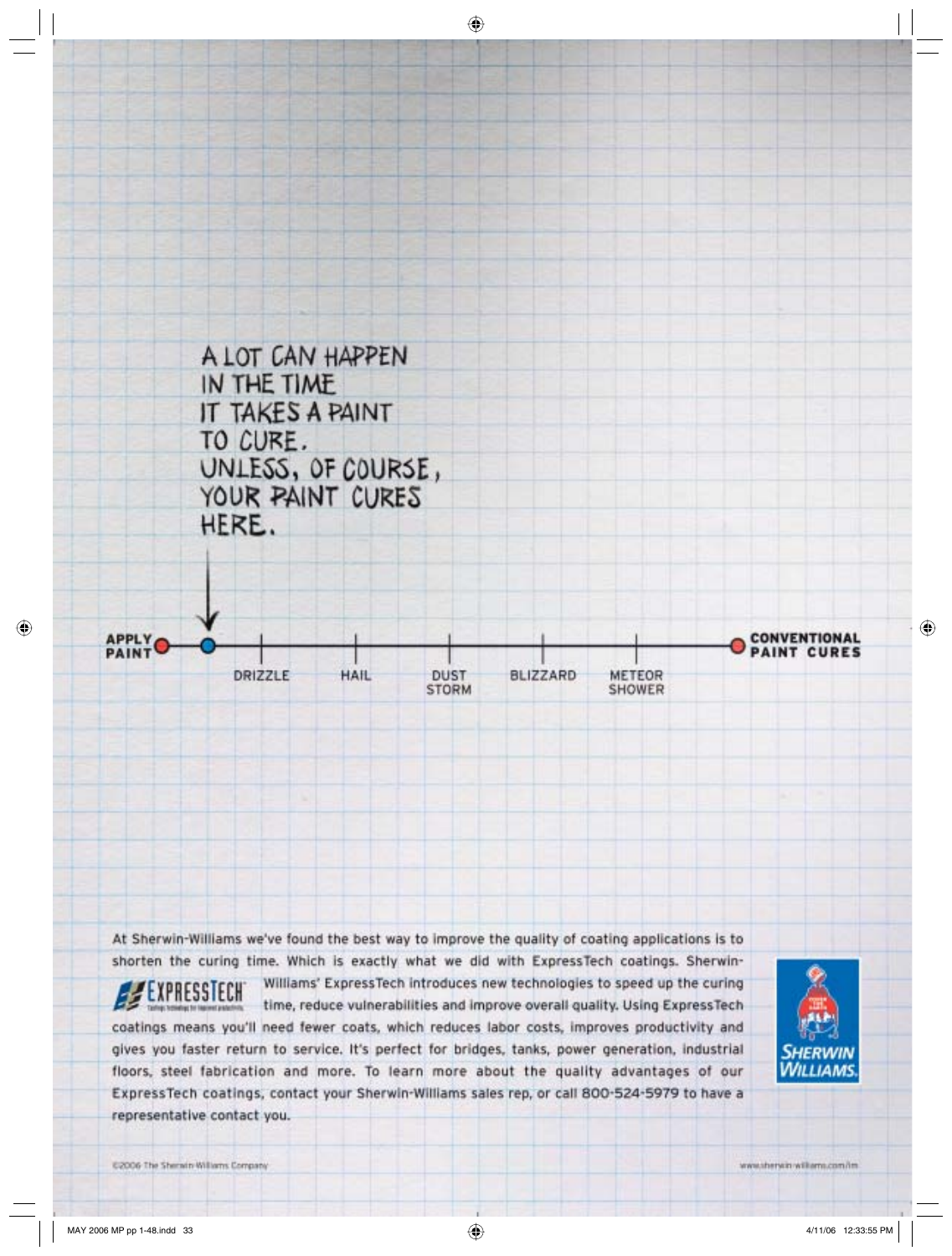A LOT CAN HAPPEN IN THE TIME IT TAKES A PAINT TO CURE. UNLESS, OF COURSE, YOUR PAINT CURES HERE.

APPLY PAINT

DRIZZLE

HAIL

DUST STORM

BLIZZARD

METEOR SHOWER

CONVENTIONAL PAINT CURES

At Sherwin-Williams we've found the best way to improve the quality of coating applications is to shorten the curing time. Which is exactly what we did with ExpressTech coatings. Sherwin-Williams' ExpressTech introduces new technologies to speed up the curing time, reduce vulnerabilities and improve overall quality. Using ExpressTech coatings means you'll need fewer coats, which reduces labor costs, improves productivity and gives you faster return to service. It's perfect for bridges, tanks, power generation, industrial floors, steel fabrication and more. To learn more about the quality advantages of our ExpressTech coatings, contact your Sherwin-Williams sales rep, or call 800-524-5979 to have a representative contact you.

EXPRESSTECH

SHERWIN WILLIAMS.

©2006 The Sherwin-Williams Company

www.sherwin-williams.com/im